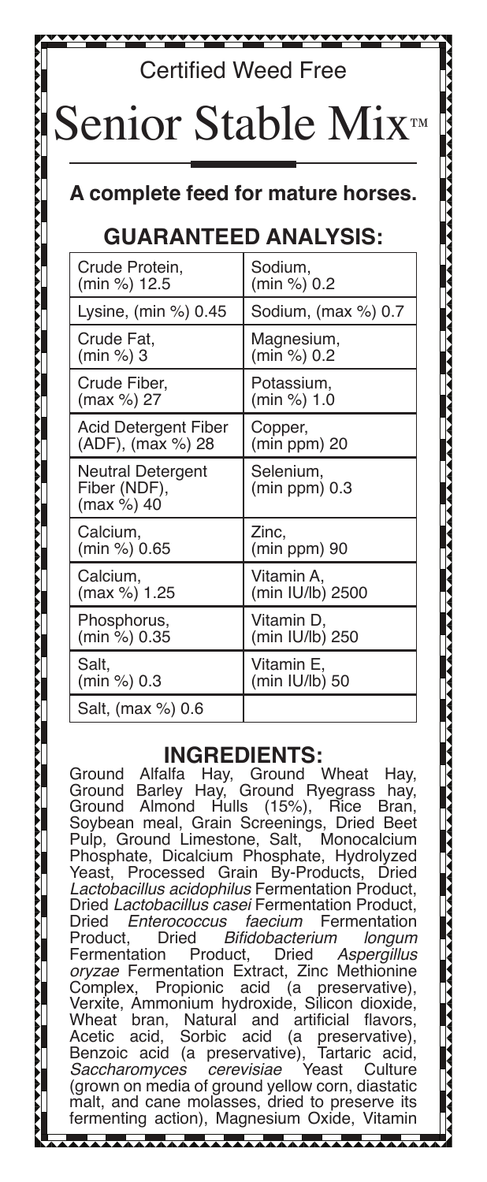Certified Weed Free

# Senior Stable Mix™

**A complete feed for mature horses.**

## GUARANTEED ANALYSIS:

| | |
|---|---|
| Crude Protein, (min %) 12.5 | Sodium, (min %) 0.2 |
| Lysine, (min %) 0.45 | Sodium, (max %) 0.7 |
| Crude Fat, (min %) 3 | Magnesium, (min %) 0.2 |
| Crude Fiber, (max %) 27 | Potassium, (min %) 1.0 |
| Acid Detergent Fiber (ADF), (max %) 28 | Copper, (min ppm) 20 |
| Neutral Detergent Fiber (NDF), (max %) 40 | Selenium, (min ppm) 0.3 |
| Calcium, (min %) 0.65 | Zinc, (min ppm) 90 |
| Calcium, (max %) 1.25 | Vitamin A, (min IU/lb) 2500 |
| Phosphorus, (min %) 0.35 | Vitamin D, (min IU/lb) 250 |
| Salt, (min %) 0.3 | Vitamin E, (min IU/lb) 50 |
| Salt, (max %) 0.6 | |

## INGREDIENTS:

Ground Alfalfa Hay, Ground Wheat Hay, Ground Barley Hay, Ground Ryegrass hay, Ground Almond Hulls (15%), Rice Bran, Soybean meal, Grain Screenings, Dried Beet Pulp, Ground Limestone, Salt, Monocalcium Phosphate, Dicalcium Phosphate, Hydrolyzed Yeast, Processed Grain By-Products, Dried *Lactobacillus acidophilus* Fermentation Product, Dried *Lactobacillus casei* Fermentation Product, Dried *Enterococcus faecium* Fermentation Product, Dried *Bifidobacterium longum* Fermentation Product, Dried *Aspergillus oryzae* Fermentation Extract, Zinc Methionine Complex, Propionic acid (a preservative), Verxite, Ammonium hydroxide, Silicon dioxide, Wheat bran, Natural and artificial flavors, Acetic acid, Sorbic acid (a preservative), Benzoic acid (a preservative), Tartaric acid, *Saccharomyces cerevisiae* Yeast Culture (grown on media of ground yellow corn, diastatic malt, and cane molasses, dried to preserve its fermenting action), Magnesium Oxide, Vitamin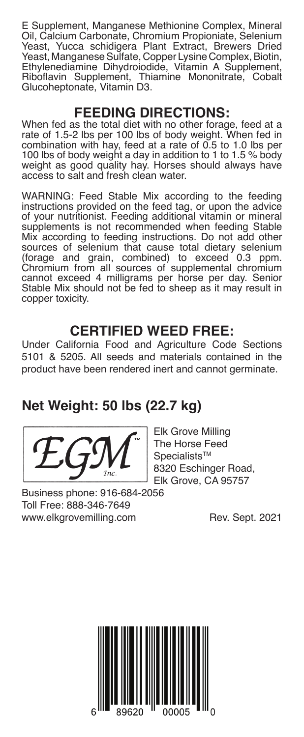E Supplement, Manganese Methionine Complex, Mineral Oil, Calcium Carbonate, Chromium Propioniate, Selenium Yeast, Yucca schidigera Plant Extract, Brewers Dried Yeast, Manganese Sulfate, Copper Lysine Complex, Biotin, Ethylenediamine Dihydroiodide, Vitamin A Supplement, Riboflavin Supplement, Thiamine Mononitrate, Cobalt Glucoheptonate, Vitamin D3.

## FEEDING DIRECTIONS:

When fed as the total diet with no other forage, feed at a rate of 1.5-2 lbs per 100 lbs of body weight. When fed in combination with hay, feed at a rate of 0.5 to 1.0 lbs per 100 lbs of body weight a day in addition to 1 to 1.5 % body weight as good quality hay. Horses should always have access to salt and fresh clean water.

WARNING: Feed Stable Mix according to the feeding instructions provided on the feed tag, or upon the advice of your nutritionist. Feeding additional vitamin or mineral supplements is not recommended when feeding Stable Mix according to feeding instructions. Do not add other sources of selenium that cause total dietary selenium (forage and grain, combined) to exceed 0.3 ppm. Chromium from all sources of supplemental chromium cannot exceed 4 milligrams per horse per day. Senior Stable Mix should not be fed to sheep as it may result in copper toxicity.

## CERTIFIED WEED FREE:

Under California Food and Agriculture Code Sections 5101 & 5205. All seeds and materials contained in the product have been rendered inert and cannot germinate.

## Net Weight: 50 lbs (22.7 kg)

EGM™ Inc.

Elk Grove Milling
The Horse Feed Specialists™
8320 Eschinger Road,
Elk Grove, CA 95757

Business phone: 916-684-2056
Toll Free: 888-346-7649
www.elkgrovemilling.com

Rev. Sept. 2021

6 89620 00005 0